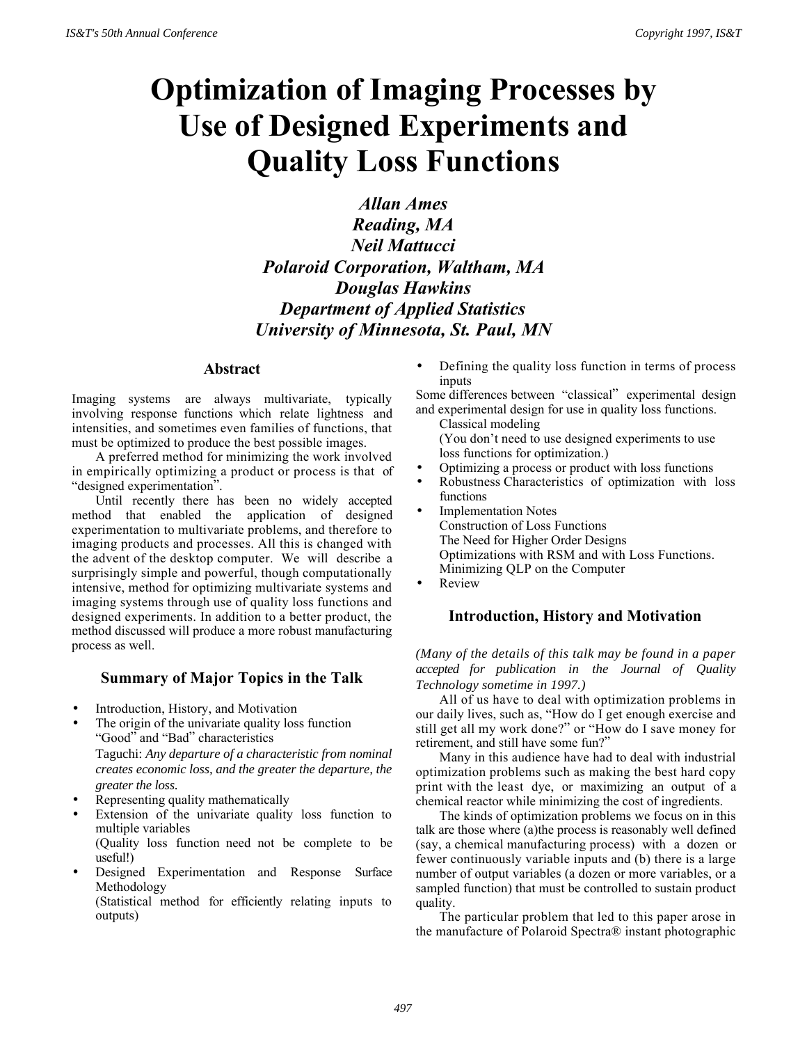# Optimization of Imaging Processes by Use of Designed Experiments and Quality Loss Functions

***Allan Ames***
***Reading, MA***
***Neil Mattucci***
***Polaroid Corporation, Waltham, MA***
***Douglas Hawkins***
***Department of Applied Statistics***
***University of Minnesota, St. Paul, MN***

## Abstract

Imaging systems are always multivariate, typically involving response functions which relate lightness and intensities, and sometimes even families of functions, that must be optimized to produce the best possible images.

A preferred method for minimizing the work involved in empirically optimizing a product or process is that of "designed experimentation".

Until recently there has been no widely accepted method that enabled the application of designed experimentation to multivariate problems, and therefore to imaging products and processes. All this is changed with the advent of the desktop computer. We will describe a surprisingly simple and powerful, though computationally intensive, method for optimizing multivariate systems and imaging systems through use of quality loss functions and designed experiments. In addition to a better product, the method discussed will produce a more robust manufacturing process as well.

## Summary of Major Topics in the Talk

- Introduction, History, and Motivation
- The origin of the univariate quality loss function
  "Good" and "Bad" characteristics
  Taguchi: *Any departure of a characteristic from nominal creates economic loss, and the greater the departure, the greater the loss.*
- Representing quality mathematically
- Extension of the univariate quality loss function to multiple variables
  (Quality loss function need not be complete to be useful!)
- Designed Experimentation and Response Surface Methodology
  (Statistical method for efficiently relating inputs to outputs)
- Defining the quality loss function in terms of process inputs

Some differences between "classical" experimental design and experimental design for use in quality loss functions.
  Classical modeling
  (You don't need to use designed experiments to use loss functions for optimization.)

- Optimizing a process or product with loss functions
- Robustness Characteristics of optimization with loss functions
- Implementation Notes
  Construction of Loss Functions
  The Need for Higher Order Designs
  Optimizations with RSM and with Loss Functions.
  Minimizing QLP on the Computer
- Review

## Introduction, History and Motivation

*(Many of the details of this talk may be found in a paper accepted for publication in the Journal of Quality Technology sometime in 1997.)*

All of us have to deal with optimization problems in our daily lives, such as, "How do I get enough exercise and still get all my work done?" or "How do I save money for retirement, and still have some fun?"

Many in this audience have had to deal with industrial optimization problems such as making the best hard copy print with the least dye, or maximizing an output of a chemical reactor while minimizing the cost of ingredients.

The kinds of optimization problems we focus on in this talk are those where (a)the process is reasonably well defined (say, a chemical manufacturing process) with a dozen or fewer continuously variable inputs and (b) there is a large number of output variables (a dozen or more variables, or a sampled function) that must be controlled to sustain product quality.

The particular problem that led to this paper arose in the manufacture of Polaroid Spectra® instant photographic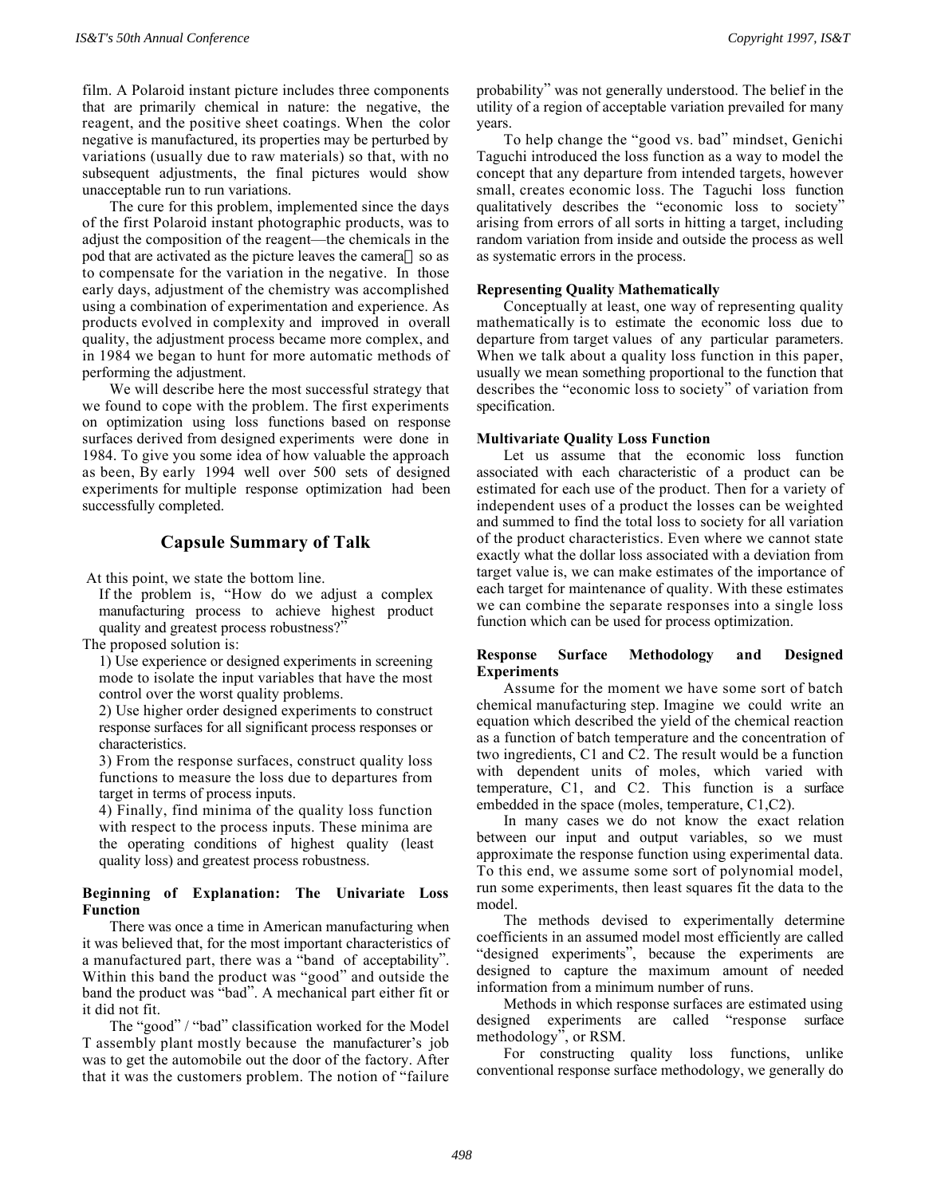film. A Polaroid instant picture includes three components that are primarily chemical in nature: the negative, the reagent, and the positive sheet coatings. When the color negative is manufactured, its properties may be perturbed by variations (usually due to raw materials) so that, with no subsequent adjustments, the final pictures would show unacceptable run to run variations.

The cure for this problem, implemented since the days of the first Polaroid instant photographic products, was to adjust the composition of the reagent—the chemicals in the pod that are activated as the picture leaves the camera so as to compensate for the variation in the negative. In those early days, adjustment of the chemistry was accomplished using a combination of experimentation and experience. As products evolved in complexity and improved in overall quality, the adjustment process became more complex, and in 1984 we began to hunt for more automatic methods of performing the adjustment.

We will describe here the most successful strategy that we found to cope with the problem. The first experiments on optimization using loss functions based on response surfaces derived from designed experiments were done in 1984. To give you some idea of how valuable the approach as been, By early 1994 well over 500 sets of designed experiments for multiple response optimization had been successfully completed.

## Capsule Summary of Talk

At this point, we state the bottom line.

If the problem is, "How do we adjust a complex manufacturing process to achieve highest product quality and greatest process robustness?"

The proposed solution is:

1) Use experience or designed experiments in screening mode to isolate the input variables that have the most control over the worst quality problems.

2) Use higher order designed experiments to construct response surfaces for all significant process responses or characteristics.

3) From the response surfaces, construct quality loss functions to measure the loss due to departures from target in terms of process inputs.

4) Finally, find minima of the quality loss function with respect to the process inputs. These minima are the operating conditions of highest quality (least quality loss) and greatest process robustness.

### Beginning of Explanation: The Univariate Loss Function

There was once a time in American manufacturing when it was believed that, for the most important characteristics of a manufactured part, there was a "band of acceptability". Within this band the product was "good" and outside the band the product was "bad". A mechanical part either fit or it did not fit.

The "good" / "bad" classification worked for the Model T assembly plant mostly because the manufacturer's job was to get the automobile out the door of the factory. After that it was the customers problem. The notion of "failure probability" was not generally understood. The belief in the utility of a region of acceptable variation prevailed for many years.

To help change the "good vs. bad" mindset, Genichi Taguchi introduced the loss function as a way to model the concept that any departure from intended targets, however small, creates economic loss. The Taguchi loss function qualitatively describes the "economic loss to society" arising from errors of all sorts in hitting a target, including random variation from inside and outside the process as well as systematic errors in the process.

### Representing Quality Mathematically

Conceptually at least, one way of representing quality mathematically is to estimate the economic loss due to departure from target values of any particular parameters. When we talk about a quality loss function in this paper, usually we mean something proportional to the function that describes the "economic loss to society" of variation from specification.

### Multivariate Quality Loss Function

Let us assume that the economic loss function associated with each characteristic of a product can be estimated for each use of the product. Then for a variety of independent uses of a product the losses can be weighted and summed to find the total loss to society for all variation of the product characteristics. Even where we cannot state exactly what the dollar loss associated with a deviation from target value is, we can make estimates of the importance of each target for maintenance of quality. With these estimates we can combine the separate responses into a single loss function which can be used for process optimization.

### Response Surface Methodology and Designed Experiments

Assume for the moment we have some sort of batch chemical manufacturing step. Imagine we could write an equation which described the yield of the chemical reaction as a function of batch temperature and the concentration of two ingredients, C1 and C2. The result would be a function with dependent units of moles, which varied with temperature, C1, and C2. This function is a surface embedded in the space (moles, temperature, C1,C2).

In many cases we do not know the exact relation between our input and output variables, so we must approximate the response function using experimental data. To this end, we assume some sort of polynomial model, run some experiments, then least squares fit the data to the model.

The methods devised to experimentally determine coefficients in an assumed model most efficiently are called "designed experiments", because the experiments are designed to capture the maximum amount of needed information from a minimum number of runs.

Methods in which response surfaces are estimated using designed experiments are called "response surface methodology", or RSM.

For constructing quality loss functions, unlike conventional response surface methodology, we generally do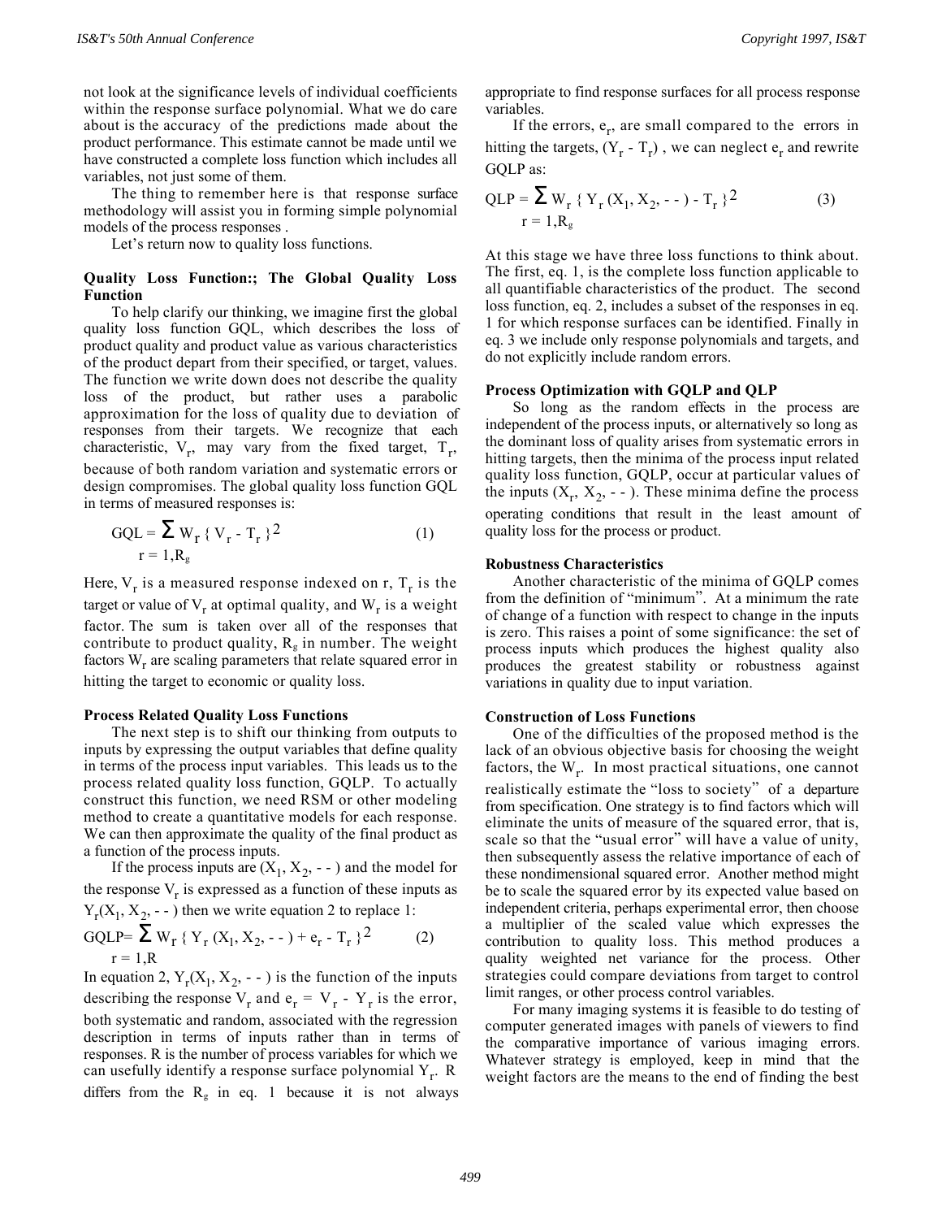not look at the significance levels of individual coefficients within the response surface polynomial. What we do care about is the accuracy of the predictions made about the product performance. This estimate cannot be made until we have constructed a complete loss function which includes all variables, not just some of them.

The thing to remember here is that response surface methodology will assist you in forming simple polynomial models of the process responses .

Let's return now to quality loss functions.

**Quality Loss Function:; The Global Quality Loss Function**

To help clarify our thinking, we imagine first the global quality loss function GQL, which describes the loss of product quality and product value as various characteristics of the product depart from their specified, or target, values. The function we write down does not describe the quality loss of the product, but rather uses a parabolic approximation for the loss of quality due to deviation of responses from their targets. We recognize that each characteristic, $V_r$, may vary from the fixed target, $T_r$, because of both random variation and systematic errors or design compromises. The global quality loss function GQL in terms of measured responses is:

$$\text{GQL} = \sum_{r = 1,R_g} W_r \{ V_r - T_r \}^2 \qquad (1)$$

Here, $V_r$ is a measured response indexed on r, $T_r$ is the target or value of $V_r$ at optimal quality, and $W_r$ is a weight factor. The sum is taken over all of the responses that contribute to product quality, $R_g$ in number. The weight factors $W_r$ are scaling parameters that relate squared error in hitting the target to economic or quality loss.

**Process Related Quality Loss Functions**

The next step is to shift our thinking from outputs to inputs by expressing the output variables that define quality in terms of the process input variables. This leads us to the process related quality loss function, GQLP. To actually construct this function, we need RSM or other modeling method to create a quantitative models for each response. We can then approximate the quality of the final product as a function of the process inputs.

If the process inputs are $(X_1, X_2, - - )$ and the model for the response $V_r$ is expressed as a function of these inputs as $Y_r(X_1, X_2, - - )$ then we write equation 2 to replace 1:

$$\text{GQLP} = \sum_{r = 1,R} W_r \{ Y_r (X_1, X_2, - - ) + e_r - T_r \}^2 \qquad (2)$$

In equation 2, $Y_r(X_1, X_2, - - )$ is the function of the inputs describing the response $V_r$ and $e_r = V_r - Y_r$ is the error, both systematic and random, associated with the regression description in terms of inputs rather than in terms of responses. R is the number of process variables for which we can usefully identify a response surface polynomial $Y_r$. R differs from the $R_g$ in eq. 1 because it is not always appropriate to find response surfaces for all process response variables.

If the errors, $e_r$, are small compared to the errors in hitting the targets, $(Y_r - T_r)$ , we can neglect $e_r$ and rewrite GQLP as:

$$\text{QLP} = \sum_{r = 1,R_g} W_r \{ Y_r (X_1, X_2, - - ) - T_r \}^2 \qquad (3)$$

At this stage we have three loss functions to think about. The first, eq. 1, is the complete loss function applicable to all quantifiable characteristics of the product. The second loss function, eq. 2, includes a subset of the responses in eq. 1 for which response surfaces can be identified. Finally in eq. 3 we include only response polynomials and targets, and do not explicitly include random errors.

**Process Optimization with GQLP and QLP**

So long as the random effects in the process are independent of the process inputs, or alternatively so long as the dominant loss of quality arises from systematic errors in hitting targets, then the minima of the process input related quality loss function, GQLP, occur at particular values of the inputs $(X_r, X_2, - - )$. These minima define the process operating conditions that result in the least amount of quality loss for the process or product.

**Robustness Characteristics**

Another characteristic of the minima of GQLP comes from the definition of "minimum". At a minimum the rate of change of a function with respect to change in the inputs is zero. This raises a point of some significance: the set of process inputs which produces the highest quality also produces the greatest stability or robustness against variations in quality due to input variation.

**Construction of Loss Functions**

One of the difficulties of the proposed method is the lack of an obvious objective basis for choosing the weight factors, the $W_r$. In most practical situations, one cannot realistically estimate the "loss to society" of a departure from specification. One strategy is to find factors which will eliminate the units of measure of the squared error, that is, scale so that the "usual error" will have a value of unity, then subsequently assess the relative importance of each of these nondimensional squared error. Another method might be to scale the squared error by its expected value based on independent criteria, perhaps experimental error, then choose a multiplier of the scaled value which expresses the contribution to quality loss. This method produces a quality weighted net variance for the process. Other strategies could compare deviations from target to control limit ranges, or other process control variables.

For many imaging systems it is feasible to do testing of computer generated images with panels of viewers to find the comparative importance of various imaging errors. Whatever strategy is employed, keep in mind that the weight factors are the means to the end of finding the best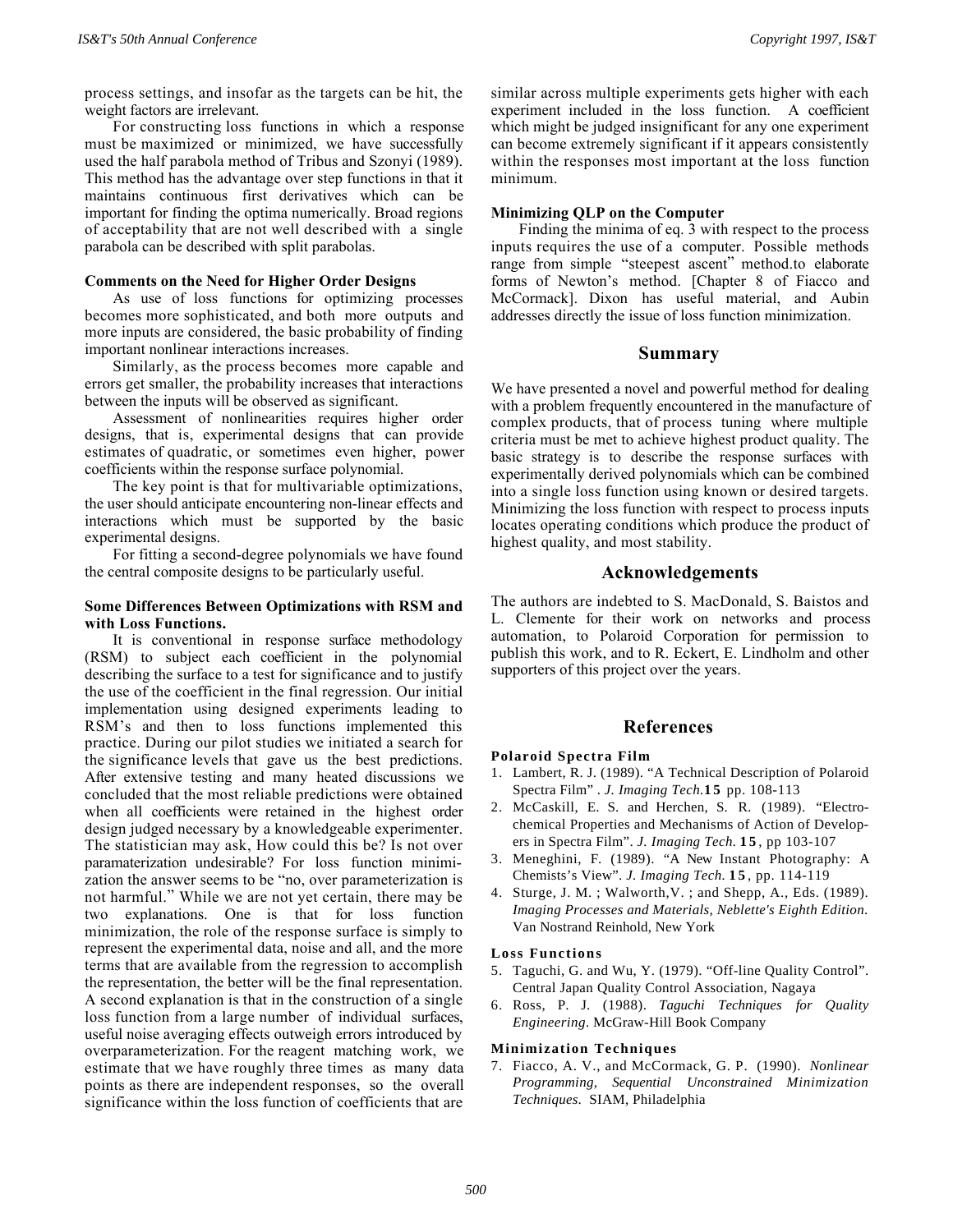process settings, and insofar as the targets can be hit, the weight factors are irrelevant.

For constructing loss functions in which a response must be maximized or minimized, we have successfully used the half parabola method of Tribus and Szonyi (1989). This method has the advantage over step functions in that it maintains continuous first derivatives which can be important for finding the optima numerically. Broad regions of acceptability that are not well described with a single parabola can be described with split parabolas.

### Comments on the Need for Higher Order Designs

As use of loss functions for optimizing processes becomes more sophisticated, and both more outputs and more inputs are considered, the basic probability of finding important nonlinear interactions increases.

Similarly, as the process becomes more capable and errors get smaller, the probability increases that interactions between the inputs will be observed as significant.

Assessment of nonlinearities requires higher order designs, that is, experimental designs that can provide estimates of quadratic, or sometimes even higher, power coefficients within the response surface polynomial.

The key point is that for multivariable optimizations, the user should anticipate encountering non-linear effects and interactions which must be supported by the basic experimental designs.

For fitting a second-degree polynomials we have found the central composite designs to be particularly useful.

### Some Differences Between Optimizations with RSM and with Loss Functions.

It is conventional in response surface methodology (RSM) to subject each coefficient in the polynomial describing the surface to a test for significance and to justify the use of the coefficient in the final regression. Our initial implementation using designed experiments leading to RSM's and then to loss functions implemented this practice. During our pilot studies we initiated a search for the significance levels that gave us the best predictions. After extensive testing and many heated discussions we concluded that the most reliable predictions were obtained when all coefficients were retained in the highest order design judged necessary by a knowledgeable experimenter. The statistician may ask, How could this be? Is not over paramaterization undesirable? For loss function minimization the answer seems to be "no, over parameterization is not harmful." While we are not yet certain, there may be two explanations. One is that for loss function minimization, the role of the response surface is simply to represent the experimental data, noise and all, and the more terms that are available from the regression to accomplish the representation, the better will be the final representation. A second explanation is that in the construction of a single loss function from a large number of individual surfaces, useful noise averaging effects outweigh errors introduced by overparameterization. For the reagent matching work, we estimate that we have roughly three times as many data points as there are independent responses, so the overall significance within the loss function of coefficients that are similar across multiple experiments gets higher with each experiment included in the loss function. A coefficient which might be judged insignificant for any one experiment can become extremely significant if it appears consistently within the responses most important at the loss function minimum.

### Minimizing QLP on the Computer

Finding the minima of eq. 3 with respect to the process inputs requires the use of a computer. Possible methods range from simple "steepest ascent" method.to elaborate forms of Newton's method. [Chapter 8 of Fiacco and McCormack]. Dixon has useful material, and Aubin addresses directly the issue of loss function minimization.

## Summary

We have presented a novel and powerful method for dealing with a problem frequently encountered in the manufacture of complex products, that of process tuning where multiple criteria must be met to achieve highest product quality. The basic strategy is to describe the response surfaces with experimentally derived polynomials which can be combined into a single loss function using known or desired targets. Minimizing the loss function with respect to process inputs locates operating conditions which produce the product of highest quality, and most stability.

## Acknowledgements

The authors are indebted to S. MacDonald, S. Baistos and L. Clemente for their work on networks and process automation, to Polaroid Corporation for permission to publish this work, and to R. Eckert, E. Lindholm and other supporters of this project over the years.

## References

#### Polaroid Spectra Film

1. Lambert, R. J. (1989). "A Technical Description of Polaroid Spectra Film" . *J. Imaging Tech.* **15** pp. 108-113
2. McCaskill, E. S. and Herchen, S. R. (1989). "Electrochemical Properties and Mechanisms of Action of Developers in Spectra Film". *J. Imaging Tech.* **15**, pp 103-107
3. Meneghini, F. (1989). "A New Instant Photography: A Chemists's View". *J. Imaging Tech.* **15**, pp. 114-119
4. Sturge, J. M. ; Walworth,V. ; and Shepp, A., Eds. (1989). *Imaging Processes and Materials, Neblette's Eighth Edition*. Van Nostrand Reinhold, New York

#### Loss Functions

5. Taguchi, G. and Wu, Y. (1979). "Off-line Quality Control". Central Japan Quality Control Association, Nagaya
6. Ross, P. J. (1988). *Taguchi Techniques for Quality Engineering*. McGraw-Hill Book Company

#### Minimization Techniques

7. Fiacco, A. V., and McCormack, G. P. (1990). *Nonlinear Programming, Sequential Unconstrained Minimization Techniques*. SIAM, Philadelphia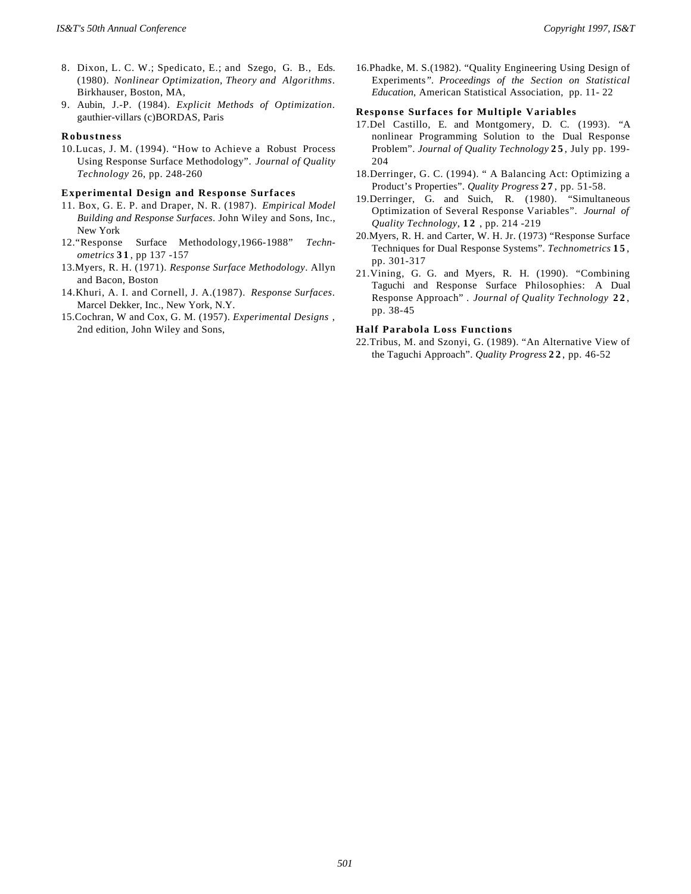8. Dixon, L. C. W.; Spedicato, E.; and Szego, G. B., Eds. (1980). *Nonlinear Optimization, Theory and Algorithms*. Birkhauser, Boston, MA,
9. Aubin, J.-P. (1984). *Explicit Methods of Optimization*. gauthier-villars (c)BORDAS, Paris

**Robustness**

10. Lucas, J. M. (1994). "How to Achieve a Robust Process Using Response Surface Methodology". *Journal of Quality Technology* 26, pp. 248-260

**Experimental Design and Response Surfaces**

11. Box, G. E. P. and Draper, N. R. (1987). *Empirical Model Building and Response Surfaces*. John Wiley and Sons, Inc., New York
12. "Response Surface Methodology,1966-1988" *Technometrics* **31**, pp 137 -157
13. Myers, R. H. (1971). *Response Surface Methodology*. Allyn and Bacon, Boston
14. Khuri, A. I. and Cornell, J. A.(1987). *Response Surfaces*. Marcel Dekker, Inc., New York, N.Y.
15. Cochran, W and Cox, G. M. (1957). *Experimental Designs* , 2nd edition, John Wiley and Sons,
16. Phadke, M. S.(1982). "Quality Engineering Using Design of Experiments". *Proceedings of the Section on Statistical Education*, American Statistical Association, pp. 11- 22

**Response Surfaces for Multiple Variables**

17. Del Castillo, E. and Montgomery, D. C. (1993). "A nonlinear Programming Solution to the Dual Response Problem". *Journal of Quality Technology* **25**, July pp. 199-204
18. Derringer, G. C. (1994). " A Balancing Act: Optimizing a Product's Properties". *Quality Progress* **27**, pp. 51-58.
19. Derringer, G. and Suich, R. (1980). "Simultaneous Optimization of Several Response Variables". *Journal of Quality Technology*, **12** , pp. 214 -219
20. Myers, R. H. and Carter, W. H. Jr. (1973) "Response Surface Techniques for Dual Response Systems". *Technometrics* **15**, pp. 301-317
21. Vining, G. G. and Myers, R. H. (1990). "Combining Taguchi and Response Surface Philosophies: A Dual Response Approach" . *Journal of Quality Technology* **22**, pp. 38-45

**Half Parabola Loss Functions**

22. Tribus, M. and Szonyi, G. (1989). "An Alternative View of the Taguchi Approach". *Quality Progress* **22**, pp. 46-52